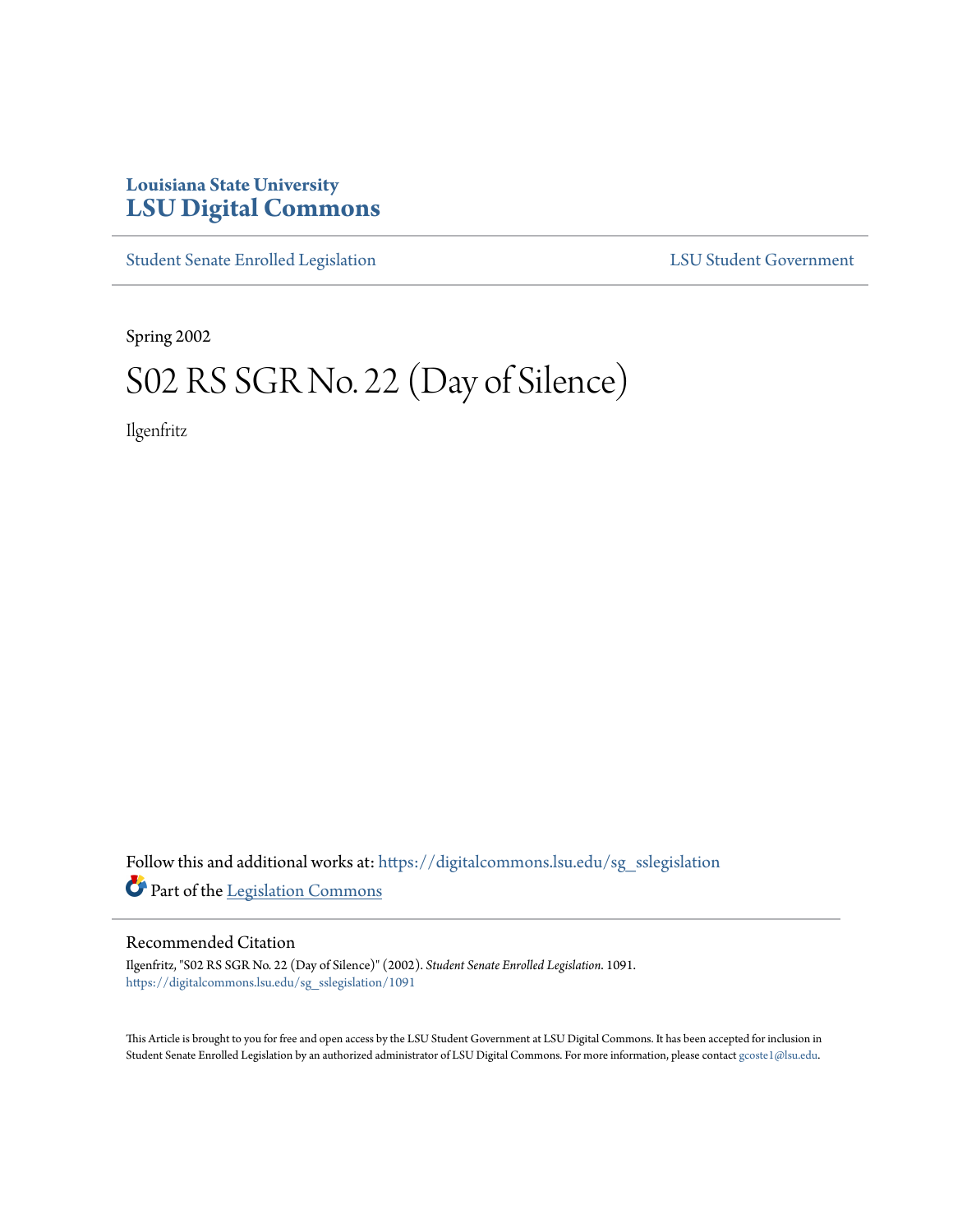Louisiana State University
# LSU Digital Commons

Student Senate Enrolled Legislation | LSU Student Government

Spring 2002

# S02 RS SGR No. 22 (Day of Silence)

Ilgenfritz

Follow this and additional works at: https://digitalcommons.lsu.edu/sg_sslegislation

Part of the Legislation Commons

## Recommended Citation

Ilgenfritz, "S02 RS SGR No. 22 (Day of Silence)" (2002). *Student Senate Enrolled Legislation*. 1091.
https://digitalcommons.lsu.edu/sg_sslegislation/1091

This Article is brought to you for free and open access by the LSU Student Government at LSU Digital Commons. It has been accepted for inclusion in Student Senate Enrolled Legislation by an authorized administrator of LSU Digital Commons. For more information, please contact gcoste1@lsu.edu.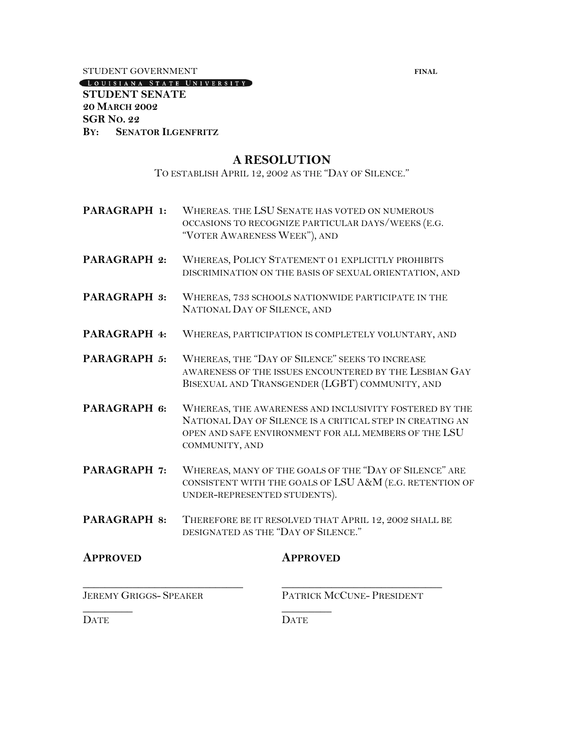STUDENT GOVERNMENT **FINAL**

LOUISIANA STATE UNIVERSITY

**STUDENT SENATE**
**20 MARCH 2002**
**SGR NO. 22**
**BY: SENATOR ILGENFRITZ**

## A RESOLUTION

TO ESTABLISH APRIL 12, 2002 AS THE "DAY OF SILENCE."

**PARAGRAPH 1:** WHEREAS. THE LSU SENATE HAS VOTED ON NUMEROUS OCCASIONS TO RECOGNIZE PARTICULAR DAYS/WEEKS (E.G. "VOTER AWARENESS WEEK"), AND

**PARAGRAPH 2:** WHEREAS, POLICY STATEMENT 01 EXPLICITLY PROHIBITS DISCRIMINATION ON THE BASIS OF SEXUAL ORIENTATION, AND

**PARAGRAPH 3:** WHEREAS, 733 SCHOOLS NATIONWIDE PARTICIPATE IN THE NATIONAL DAY OF SILENCE, AND

**PARAGRAPH 4:** WHEREAS, PARTICIPATION IS COMPLETELY VOLUNTARY, AND

**PARAGRAPH 5:** WHEREAS, THE "DAY OF SILENCE" SEEKS TO INCREASE AWARENESS OF THE ISSUES ENCOUNTERED BY THE LESBIAN GAY BISEXUAL AND TRANSGENDER (LGBT) COMMUNITY, AND

**PARAGRAPH 6:** WHEREAS, THE AWARENESS AND INCLUSIVITY FOSTERED BY THE NATIONAL DAY OF SILENCE IS A CRITICAL STEP IN CREATING AN OPEN AND SAFE ENVIRONMENT FOR ALL MEMBERS OF THE LSU COMMUNITY, AND

**PARAGRAPH 7:** WHEREAS, MANY OF THE GOALS OF THE "DAY OF SILENCE" ARE CONSISTENT WITH THE GOALS OF LSU A&M (E.G. RETENTION OF UNDER-REPRESENTED STUDENTS).

**PARAGRAPH 8:** THEREFORE BE IT RESOLVED THAT APRIL 12, 2002 SHALL BE DESIGNATED AS THE "DAY OF SILENCE."

**APPROVED**

______________________________
JEREMY GRIGGS- SPEAKER

__________
DATE

**APPROVED**

______________________________
PATRICK MCCUNE- PRESIDENT

__________
DATE